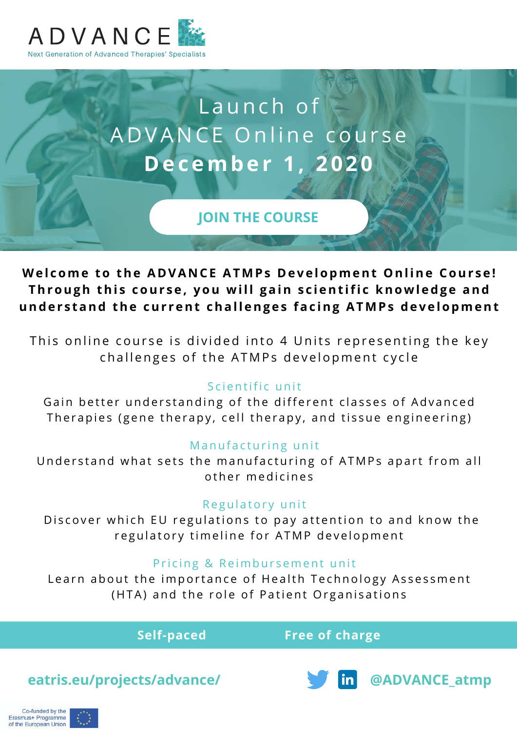ADVANCE

Next Generation of Advanced Therapies' Specialists

# Launch of ADVANCE Online course **December 1, 2020**

JOIN THE COURSE

**Welcome to the ADVANCE ATMPs Development Online Course! Through this course, you will gain scientific knowledge and understand the current challenges facing ATMPs development**

This online course is divided into 4 Units representing the key challenges of the ATMPs development cycle

### Scientific unit

Gain better understanding of the different classes of Advanced Therapies (gene therapy, cell therapy, and tissue engineering)

### Manufacturing unit

Understand what sets the manufacturing of ATMPs apart from all other medicines

### Regulatory unit

Discover which EU regulations to pay attention to and know the regulatory timeline for ATMP development

### Pricing & Reimbursement unit

Learn about the importance of Health Technology Assessment (HTA) and the role of Patient Organisations

**Self-paced** **Free of charge**

eatris.eu/projects/advance/

@ADVANCE_atmp

Co-funded by the Erasmus+ Programme of the European Union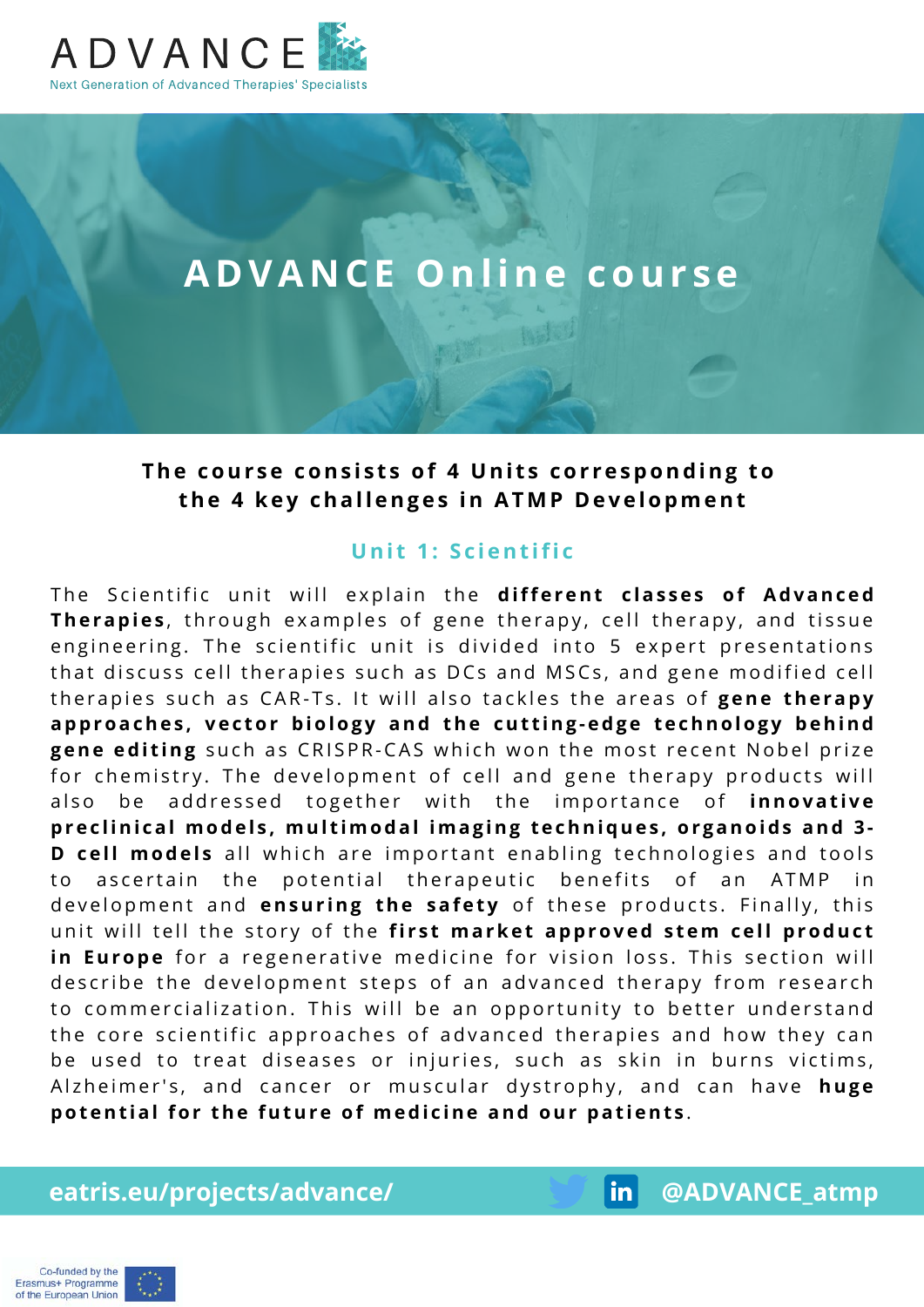# ADVANCE

Next Generation of Advanced Therapies' Specialists

## ADVANCE Online course

**The course consists of 4 Units corresponding to the 4 key challenges in ATMP Development**

### Unit 1: Scientific

The Scientific unit will explain the **different classes of Advanced Therapies**, through examples of gene therapy, cell therapy, and tissue engineering. The scientific unit is divided into 5 expert presentations that discuss cell therapies such as DCs and MSCs, and gene modified cell therapies such as CAR-Ts. It will also tackles the areas of **gene therapy approaches, vector biology and the cutting-edge technology behind gene editing** such as CRISPR-CAS which won the most recent Nobel prize for chemistry. The development of cell and gene therapy products will also be addressed together with the importance of **innovative preclinical models, multimodal imaging techniques, organoids and 3-D cell models** all which are important enabling technologies and tools to ascertain the potential therapeutic benefits of an ATMP in development and **ensuring the safety** of these products. Finally, this unit will tell the story of the **first market approved stem cell product in Europe** for a regenerative medicine for vision loss. This section will describe the development steps of an advanced therapy from research to commercialization. This will be an opportunity to better understand the core scientific approaches of advanced therapies and how they can be used to treat diseases or injuries, such as skin in burns victims, Alzheimer's, and cancer or muscular dystrophy, and can have **huge potential for the future of medicine and our patients**.

eatris.eu/projects/advance/ @ADVANCE_atmp

Co-funded by the Erasmus+ Programme of the European Union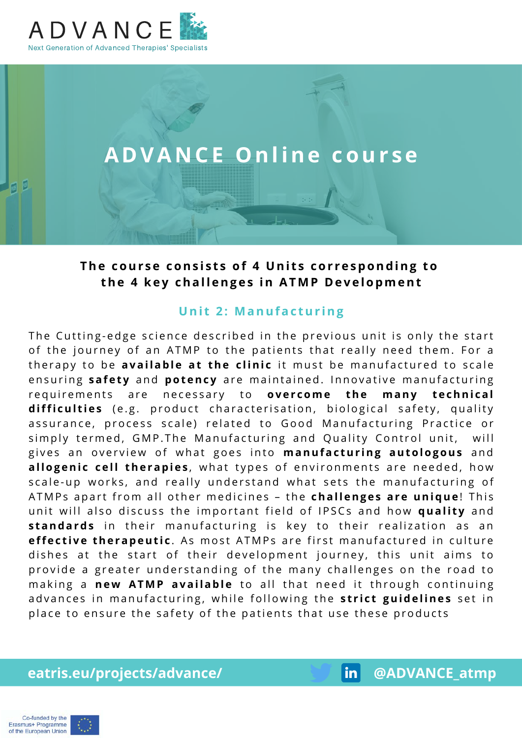ADVANCE

Next Generation of Advanced Therapies' Specialists

# ADVANCE Online course

**The course consists of 4 Units corresponding to the 4 key challenges in ATMP Development**

## Unit 2: Manufacturing

The Cutting-edge science described in the previous unit is only the start of the journey of an ATMP to the patients that really need them. For a therapy to be **available at the clinic** it must be manufactured to scale ensuring **safety** and **potency** are maintained. Innovative manufacturing requirements are necessary to **overcome the many technical difficulties** (e.g. product characterisation, biological safety, quality assurance, process scale) related to Good Manufacturing Practice or simply termed, GMP.The Manufacturing and Quality Control unit, will gives an overview of what goes into **manufacturing autologous** and **allogenic cell therapies**, what types of environments are needed, how scale-up works, and really understand what sets the manufacturing of ATMPs apart from all other medicines – the **challenges are unique**! This unit will also discuss the important field of IPSCs and how **quality** and **standards** in their manufacturing is key to their realization as an **effective therapeutic**. As most ATMPs are first manufactured in culture dishes at the start of their development journey, this unit aims to provide a greater understanding of the many challenges on the road to making a **new ATMP available** to all that need it through continuing advances in manufacturing, while following the **strict guidelines** set in place to ensure the safety of the patients that use these products

eatris.eu/projects/advance/ @ADVANCE_atmp

Co-funded by the Erasmus+ Programme of the European Union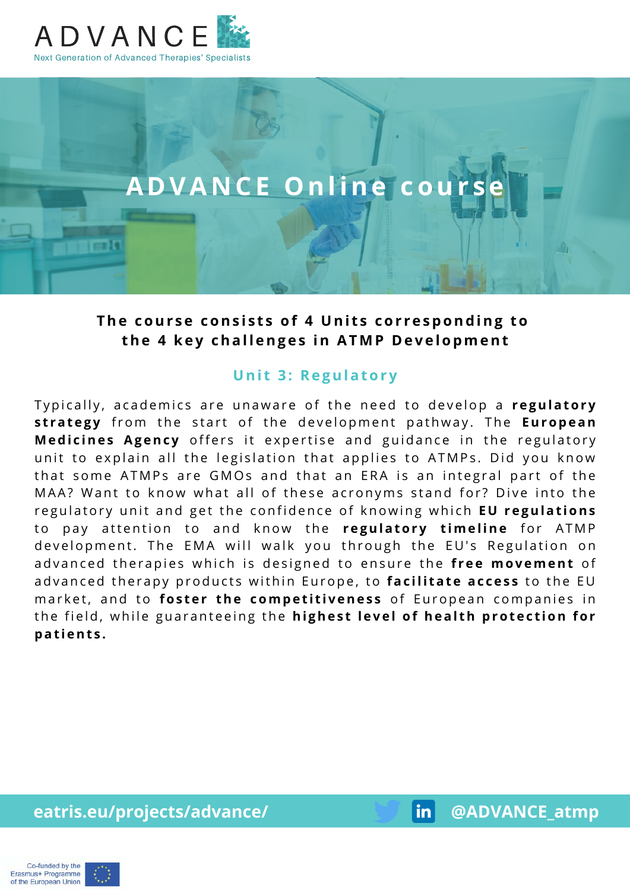# ADVANCE

Next Generation of Advanced Therapies' Specialists

## ADVANCE Online course

**The course consists of 4 Units corresponding to the 4 key challenges in ATMP Development**

### Unit 3: Regulatory

Typically, academics are unaware of the need to develop a **regulatory strategy** from the start of the development pathway. The **European Medicines Agency** offers it expertise and guidance in the regulatory unit to explain all the legislation that applies to ATMPs. Did you know that some ATMPs are GMOs and that an ERA is an integral part of the MAA? Want to know what all of these acronyms stand for? Dive into the regulatory unit and get the confidence of knowing which **EU regulations** to pay attention to and know the **regulatory timeline** for ATMP development. The EMA will walk you through the EU's Regulation on advanced therapies which is designed to ensure the **free movement** of advanced therapy products within Europe, to **facilitate access** to the EU market, and to **foster the competitiveness** of European companies in the field, while guaranteeing the **highest level of health protection for patients.**

eatris.eu/projects/advance/ @ADVANCE_atmp

Co-funded by the Erasmus+ Programme of the European Union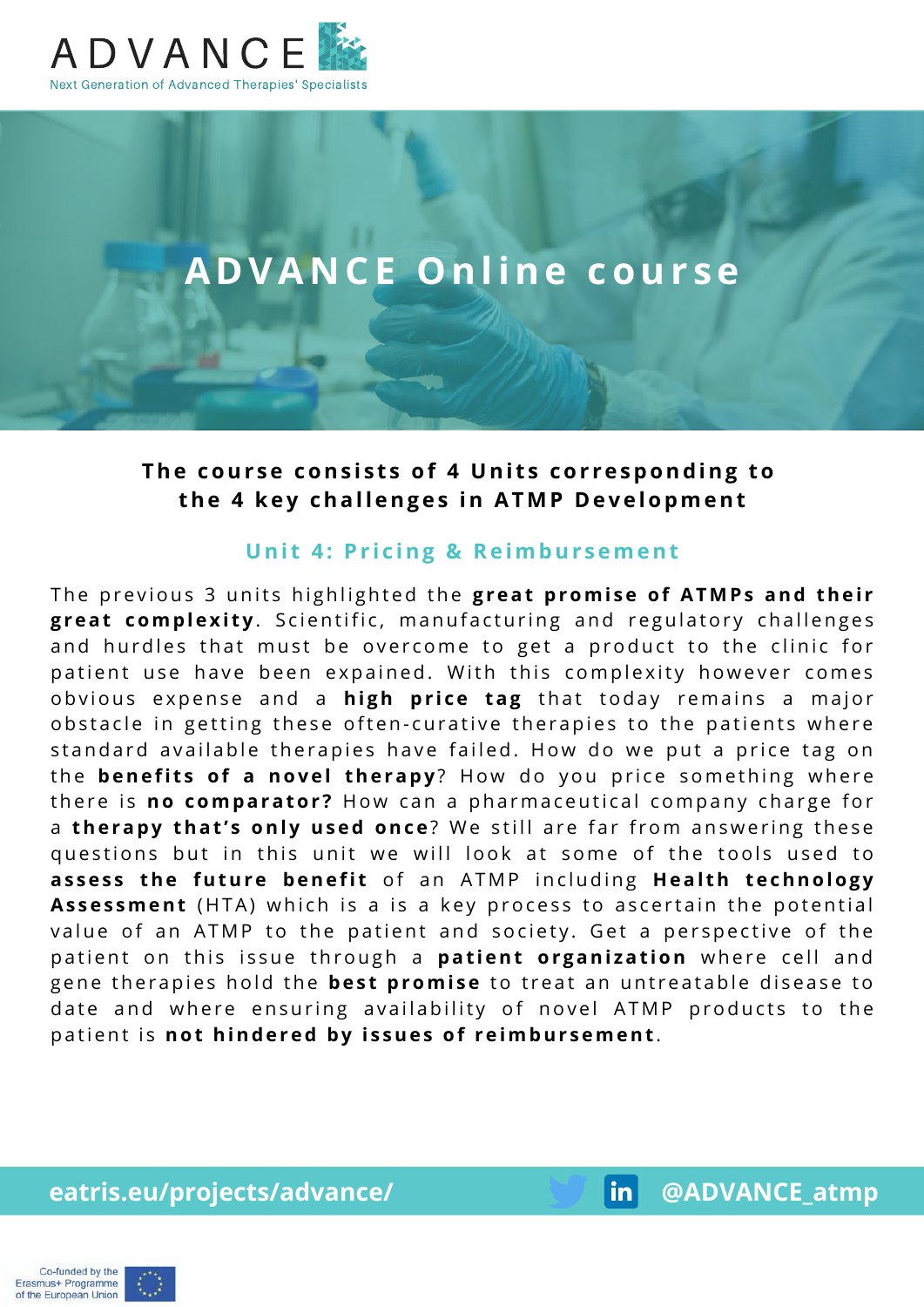# ADVANCE

Next Generation of Advanced Therapies' Specialists

## ADVANCE Online course

**The course consists of 4 Units corresponding to the 4 key challenges in ATMP Development**

### Unit 4: Pricing & Reimbursement

The previous 3 units highlighted the **great promise of ATMPs and their great complexity**. Scientific, manufacturing and regulatory challenges and hurdles that must be overcome to get a product to the clinic for patient use have been expained. With this complexity however comes obvious expense and a **high price tag** that today remains a major obstacle in getting these often-curative therapies to the patients where standard available therapies have failed. How do we put a price tag on the **benefits of a novel therapy**? How do you price something where there is **no comparator?** How can a pharmaceutical company charge for a **therapy that's only used once**? We still are far from answering these questions but in this unit we will look at some of the tools used to **assess the future benefit** of an ATMP including **Health technology Assessment** (HTA) which is a is a key process to ascertain the potential value of an ATMP to the patient and society. Get a perspective of the patient on this issue through a **patient organization** where cell and gene therapies hold the **best promise** to treat an untreatable disease to date and where ensuring availability of novel ATMP products to the patient is **not hindered by issues of reimbursement**.

eatris.eu/projects/advance/

@ADVANCE_atmp

Co-funded by the Erasmus+ Programme of the European Union